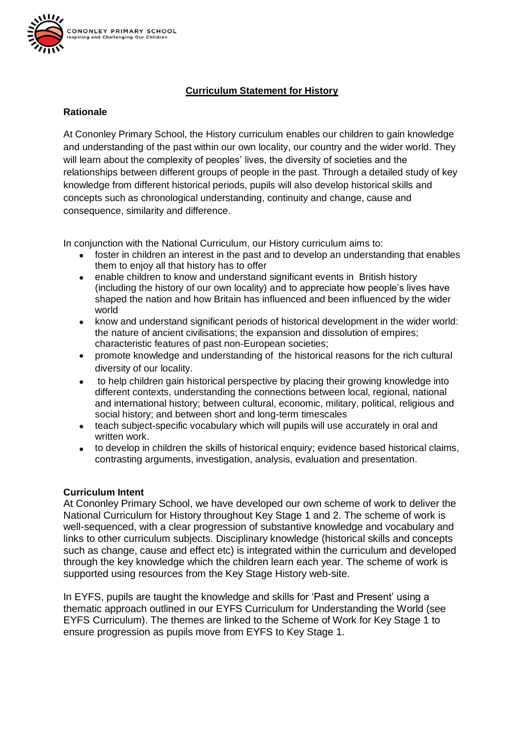CONONLEY PRIMARY SCHOOL
Inspiring and Challenging Our Children

# Curriculum Statement for History

## Rationale

At Cononley Primary School, the History curriculum enables our children to gain knowledge and understanding of the past within our own locality, our country and the wider world. They will learn about the complexity of peoples' lives, the diversity of societies and the relationships between different groups of people in the past. Through a detailed study of key knowledge from different historical periods, pupils will also develop historical skills and concepts such as chronological understanding, continuity and change, cause and consequence, similarity and difference.

In conjunction with the National Curriculum, our History curriculum aims to:

- foster in children an interest in the past and to develop an understanding that enables them to enjoy all that history has to offer
- enable children to know and understand significant events in British history (including the history of our own locality) and to appreciate how people's lives have shaped the nation and how Britain has influenced and been influenced by the wider world
- know and understand significant periods of historical development in the wider world: the nature of ancient civilisations; the expansion and dissolution of empires; characteristic features of past non-European societies;
- promote knowledge and understanding of the historical reasons for the rich cultural diversity of our locality.
- to help children gain historical perspective by placing their growing knowledge into different contexts, understanding the connections between local, regional, national and international history; between cultural, economic, military, political, religious and social history; and between short and long-term timescales
- teach subject-specific vocabulary which will pupils will use accurately in oral and written work.
- to develop in children the skills of historical enquiry; evidence based historical claims, contrasting arguments, investigation, analysis, evaluation and presentation.

## Curriculum Intent

At Cononley Primary School, we have developed our own scheme of work to deliver the National Curriculum for History throughout Key Stage 1 and 2. The scheme of work is well-sequenced, with a clear progression of substantive knowledge and vocabulary and links to other curriculum subjects. Disciplinary knowledge (historical skills and concepts such as change, cause and effect etc) is integrated within the curriculum and developed through the key knowledge which the children learn each year. The scheme of work is supported using resources from the Key Stage History web-site.

In EYFS, pupils are taught the knowledge and skills for 'Past and Present' using a thematic approach outlined in our EYFS Curriculum for Understanding the World (see EYFS Curriculum). The themes are linked to the Scheme of Work for Key Stage 1 to ensure progression as pupils move from EYFS to Key Stage 1.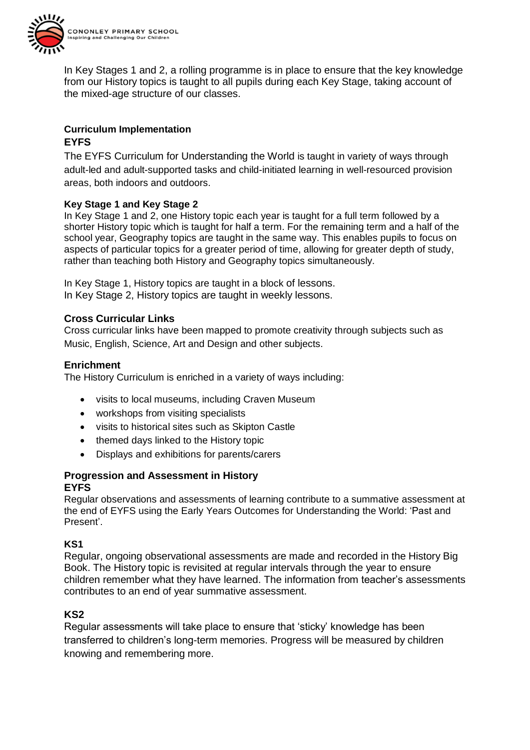In Key Stages 1 and 2, a rolling programme is in place to ensure that the key knowledge from our History topics is taught to all pupils during each Key Stage, taking account of the mixed-age structure of our classes.

## Curriculum Implementation

### EYFS

The EYFS Curriculum for Understanding the World is taught in variety of ways through adult-led and adult-supported tasks and child-initiated learning in well-resourced provision areas, both indoors and outdoors.

### Key Stage 1 and Key Stage 2

In Key Stage 1 and 2, one History topic each year is taught for a full term followed by a shorter History topic which is taught for half a term. For the remaining term and a half of the school year, Geography topics are taught in the same way. This enables pupils to focus on aspects of particular topics for a greater period of time, allowing for greater depth of study, rather than teaching both History and Geography topics simultaneously.

In Key Stage 1, History topics are taught in a block of lessons.
In Key Stage 2, History topics are taught in weekly lessons.

## Cross Curricular Links

Cross curricular links have been mapped to promote creativity through subjects such as Music, English, Science, Art and Design and other subjects.

## Enrichment

The History Curriculum is enriched in a variety of ways including:

- visits to local museums, including Craven Museum
- workshops from visiting specialists
- visits to historical sites such as Skipton Castle
- themed days linked to the History topic
- Displays and exhibitions for parents/carers

## Progression and Assessment in History

### EYFS

Regular observations and assessments of learning contribute to a summative assessment at the end of EYFS using the Early Years Outcomes for Understanding the World: 'Past and Present'.

### KS1

Regular, ongoing observational assessments are made and recorded in the History Big Book. The History topic is revisited at regular intervals through the year to ensure children remember what they have learned. The information from teacher's assessments contributes to an end of year summative assessment.

### KS2

Regular assessments will take place to ensure that 'sticky' knowledge has been transferred to children's long-term memories. Progress will be measured by children knowing and remembering more.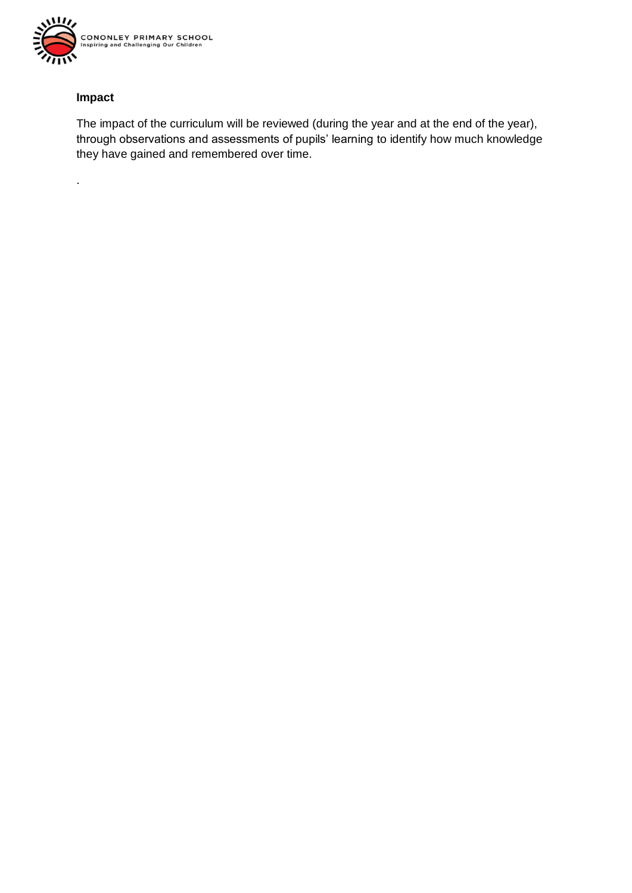**Impact**

The impact of the curriculum will be reviewed (during the year and at the end of the year), through observations and assessments of pupils' learning to identify how much knowledge they have gained and remembered over time.

.